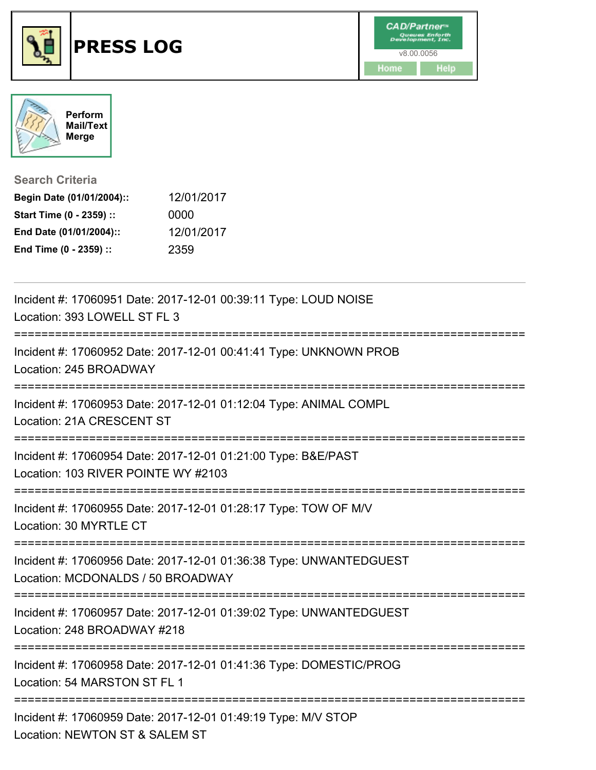# PRESS LOG

CAD/Partner™
Queues Enforth Development, Inc.
v8.00.0056

Home | Help

Perform Mail/Text Merge

**Search Criteria**

| | |
|---|---|
| **Begin Date (01/01/2004)::** | 12/01/2017 |
| **Start Time (0 - 2359) ::** | 0000 |
| **End Date (01/01/2004)::** | 12/01/2017 |
| **End Time (0 - 2359) ::** | 2359 |

---

Incident #: 17060951 Date: 2017-12-01 00:39:11 Type: LOUD NOISE
Location: 393 LOWELL ST FL 3

===========================================================================

Incident #: 17060952 Date: 2017-12-01 00:41:41 Type: UNKNOWN PROB
Location: 245 BROADWAY

===========================================================================

Incident #: 17060953 Date: 2017-12-01 01:12:04 Type: ANIMAL COMPL
Location: 21A CRESCENT ST

===========================================================================

Incident #: 17060954 Date: 2017-12-01 01:21:00 Type: B&E/PAST
Location: 103 RIVER POINTE WY #2103

===========================================================================

Incident #: 17060955 Date: 2017-12-01 01:28:17 Type: TOW OF M/V
Location: 30 MYRTLE CT

===========================================================================

Incident #: 17060956 Date: 2017-12-01 01:36:38 Type: UNWANTEDGUEST
Location: MCDONALDS / 50 BROADWAY

===========================================================================

Incident #: 17060957 Date: 2017-12-01 01:39:02 Type: UNWANTEDGUEST
Location: 248 BROADWAY #218

===========================================================================

Incident #: 17060958 Date: 2017-12-01 01:41:36 Type: DOMESTIC/PROG
Location: 54 MARSTON ST FL 1

===========================================================================

Incident #: 17060959 Date: 2017-12-01 01:49:19 Type: M/V STOP
Location: NEWTON ST & SALEM ST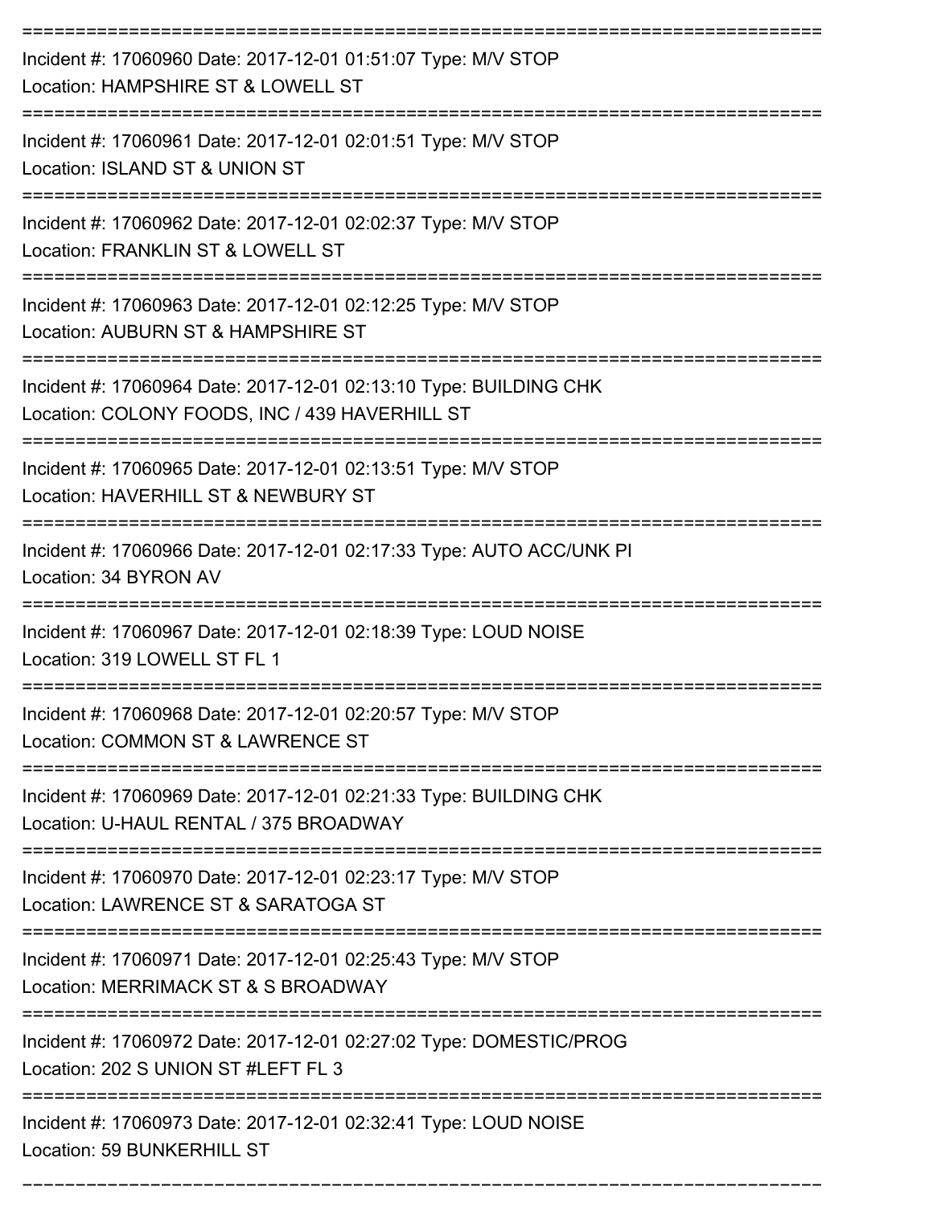===========================================================================
Incident #: 17060960 Date: 2017-12-01 01:51:07 Type: M/V STOP
Location: HAMPSHIRE ST & LOWELL ST
===========================================================================
Incident #: 17060961 Date: 2017-12-01 02:01:51 Type: M/V STOP
Location: ISLAND ST & UNION ST
===========================================================================
Incident #: 17060962 Date: 2017-12-01 02:02:37 Type: M/V STOP
Location: FRANKLIN ST & LOWELL ST
===========================================================================
Incident #: 17060963 Date: 2017-12-01 02:12:25 Type: M/V STOP
Location: AUBURN ST & HAMPSHIRE ST
===========================================================================
Incident #: 17060964 Date: 2017-12-01 02:13:10 Type: BUILDING CHK
Location: COLONY FOODS, INC / 439 HAVERHILL ST
===========================================================================
Incident #: 17060965 Date: 2017-12-01 02:13:51 Type: M/V STOP
Location: HAVERHILL ST & NEWBURY ST
===========================================================================
Incident #: 17060966 Date: 2017-12-01 02:17:33 Type: AUTO ACC/UNK PI
Location: 34 BYRON AV
===========================================================================
Incident #: 17060967 Date: 2017-12-01 02:18:39 Type: LOUD NOISE
Location: 319 LOWELL ST FL 1
===========================================================================
Incident #: 17060968 Date: 2017-12-01 02:20:57 Type: M/V STOP
Location: COMMON ST & LAWRENCE ST
===========================================================================
Incident #: 17060969 Date: 2017-12-01 02:21:33 Type: BUILDING CHK
Location: U-HAUL RENTAL / 375 BROADWAY
===========================================================================
Incident #: 17060970 Date: 2017-12-01 02:23:17 Type: M/V STOP
Location: LAWRENCE ST & SARATOGA ST
===========================================================================
Incident #: 17060971 Date: 2017-12-01 02:25:43 Type: M/V STOP
Location: MERRIMACK ST & S BROADWAY
===========================================================================
Incident #: 17060972 Date: 2017-12-01 02:27:02 Type: DOMESTIC/PROG
Location: 202 S UNION ST #LEFT FL 3
===========================================================================
Incident #: 17060973 Date: 2017-12-01 02:32:41 Type: LOUD NOISE
Location: 59 BUNKERHILL ST
===========================================================================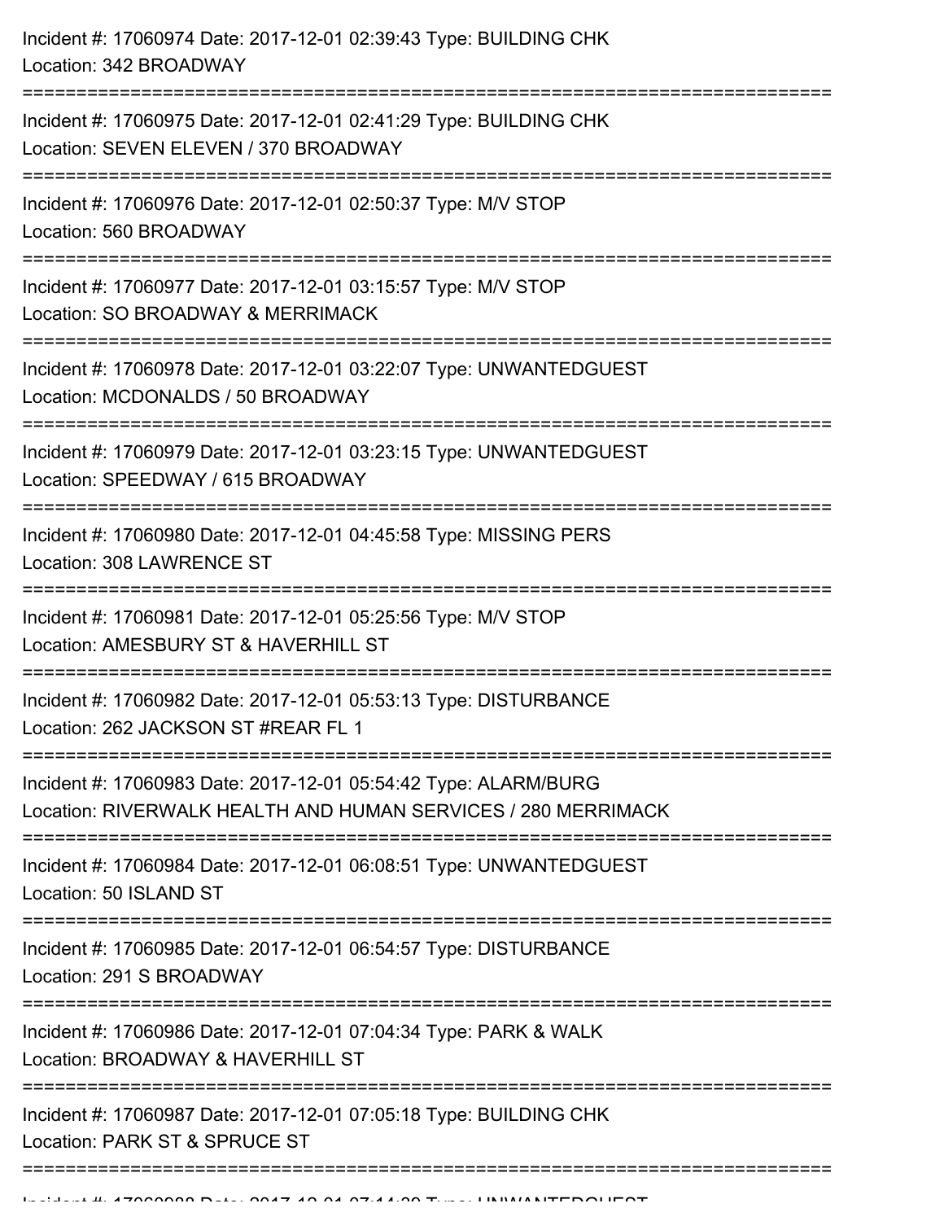Incident #: 17060974 Date: 2017-12-01 02:39:43 Type: BUILDING CHK
Location: 342 BROADWAY

===========================================================================

Incident #: 17060975 Date: 2017-12-01 02:41:29 Type: BUILDING CHK
Location: SEVEN ELEVEN / 370 BROADWAY

===========================================================================

Incident #: 17060976 Date: 2017-12-01 02:50:37 Type: M/V STOP
Location: 560 BROADWAY

===========================================================================

Incident #: 17060977 Date: 2017-12-01 03:15:57 Type: M/V STOP
Location: SO BROADWAY & MERRIMACK

===========================================================================

Incident #: 17060978 Date: 2017-12-01 03:22:07 Type: UNWANTEDGUEST
Location: MCDONALDS / 50 BROADWAY

===========================================================================

Incident #: 17060979 Date: 2017-12-01 03:23:15 Type: UNWANTEDGUEST
Location: SPEEDWAY / 615 BROADWAY

===========================================================================

Incident #: 17060980 Date: 2017-12-01 04:45:58 Type: MISSING PERS
Location: 308 LAWRENCE ST

===========================================================================

Incident #: 17060981 Date: 2017-12-01 05:25:56 Type: M/V STOP
Location: AMESBURY ST & HAVERHILL ST

===========================================================================

Incident #: 17060982 Date: 2017-12-01 05:53:13 Type: DISTURBANCE
Location: 262 JACKSON ST #REAR FL 1

===========================================================================

Incident #: 17060983 Date: 2017-12-01 05:54:42 Type: ALARM/BURG
Location: RIVERWALK HEALTH AND HUMAN SERVICES / 280 MERRIMACK

===========================================================================

Incident #: 17060984 Date: 2017-12-01 06:08:51 Type: UNWANTEDGUEST
Location: 50 ISLAND ST

===========================================================================

Incident #: 17060985 Date: 2017-12-01 06:54:57 Type: DISTURBANCE
Location: 291 S BROADWAY

===========================================================================

Incident #: 17060986 Date: 2017-12-01 07:04:34 Type: PARK & WALK
Location: BROADWAY & HAVERHILL ST

===========================================================================

Incident #: 17060987 Date: 2017-12-01 07:05:18 Type: BUILDING CHK
Location: PARK ST & SPRUCE ST

===========================================================================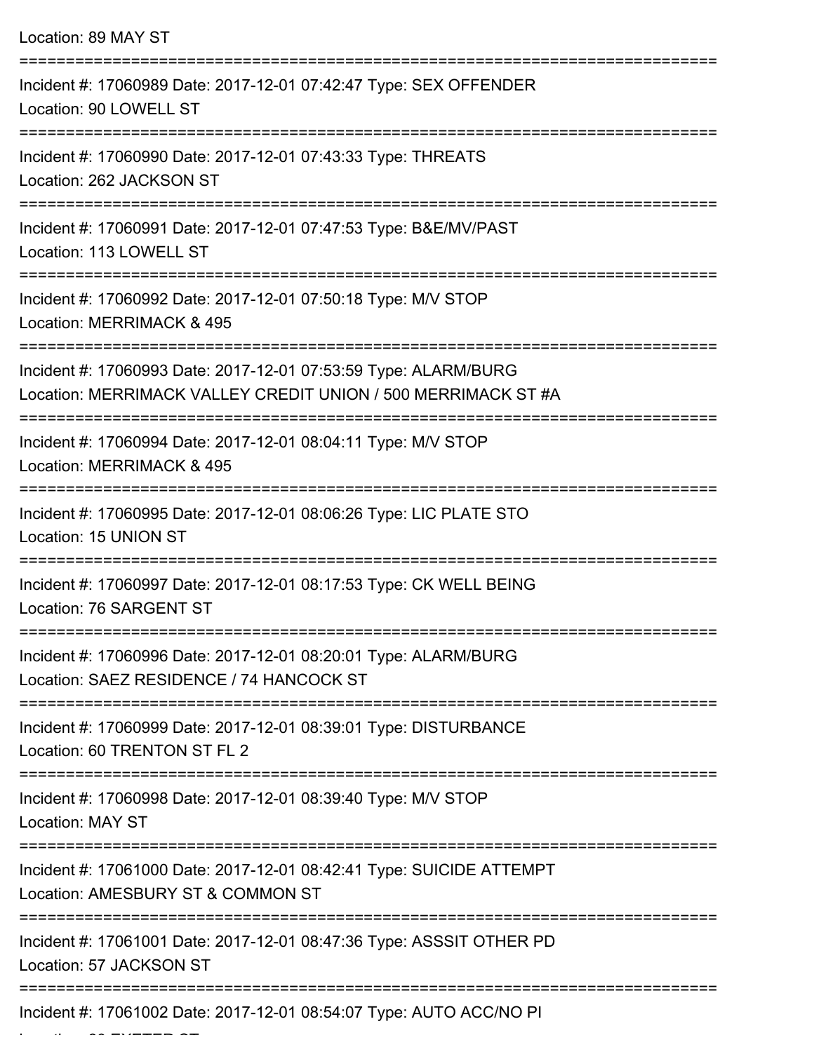Location: 89 MAY ST

===========================================================================

Incident #: 17060989 Date: 2017-12-01 07:42:47 Type: SEX OFFENDER
Location: 90 LOWELL ST

===========================================================================

Incident #: 17060990 Date: 2017-12-01 07:43:33 Type: THREATS
Location: 262 JACKSON ST

===========================================================================

Incident #: 17060991 Date: 2017-12-01 07:47:53 Type: B&E/MV/PAST
Location: 113 LOWELL ST

===========================================================================

Incident #: 17060992 Date: 2017-12-01 07:50:18 Type: M/V STOP
Location: MERRIMACK & 495

===========================================================================

Incident #: 17060993 Date: 2017-12-01 07:53:59 Type: ALARM/BURG
Location: MERRIMACK VALLEY CREDIT UNION / 500 MERRIMACK ST #A

===========================================================================

Incident #: 17060994 Date: 2017-12-01 08:04:11 Type: M/V STOP
Location: MERRIMACK & 495

===========================================================================

Incident #: 17060995 Date: 2017-12-01 08:06:26 Type: LIC PLATE STO
Location: 15 UNION ST

===========================================================================

Incident #: 17060997 Date: 2017-12-01 08:17:53 Type: CK WELL BEING
Location: 76 SARGENT ST

===========================================================================

Incident #: 17060996 Date: 2017-12-01 08:20:01 Type: ALARM/BURG
Location: SAEZ RESIDENCE / 74 HANCOCK ST

===========================================================================

Incident #: 17060999 Date: 2017-12-01 08:39:01 Type: DISTURBANCE
Location: 60 TRENTON ST FL 2

===========================================================================

Incident #: 17060998 Date: 2017-12-01 08:39:40 Type: M/V STOP
Location: MAY ST

===========================================================================

Incident #: 17061000 Date: 2017-12-01 08:42:41 Type: SUICIDE ATTEMPT
Location: AMESBURY ST & COMMON ST

===========================================================================

Incident #: 17061001 Date: 2017-12-01 08:47:36 Type: ASSSIT OTHER PD
Location: 57 JACKSON ST

===========================================================================

Incident #: 17061002 Date: 2017-12-01 08:54:07 Type: AUTO ACC/NO PI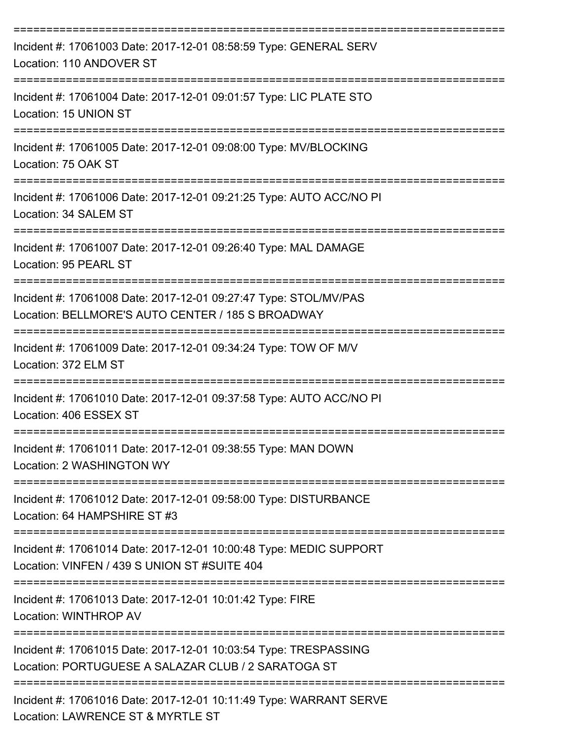===========================================================================
Incident #: 17061003 Date: 2017-12-01 08:58:59 Type: GENERAL SERV
Location: 110 ANDOVER ST
===========================================================================
Incident #: 17061004 Date: 2017-12-01 09:01:57 Type: LIC PLATE STO
Location: 15 UNION ST
===========================================================================
Incident #: 17061005 Date: 2017-12-01 09:08:00 Type: MV/BLOCKING
Location: 75 OAK ST
===========================================================================
Incident #: 17061006 Date: 2017-12-01 09:21:25 Type: AUTO ACC/NO PI
Location: 34 SALEM ST
===========================================================================
Incident #: 17061007 Date: 2017-12-01 09:26:40 Type: MAL DAMAGE
Location: 95 PEARL ST
===========================================================================
Incident #: 17061008 Date: 2017-12-01 09:27:47 Type: STOL/MV/PAS
Location: BELLMORE'S AUTO CENTER / 185 S BROADWAY
===========================================================================
Incident #: 17061009 Date: 2017-12-01 09:34:24 Type: TOW OF M/V
Location: 372 ELM ST
===========================================================================
Incident #: 17061010 Date: 2017-12-01 09:37:58 Type: AUTO ACC/NO PI
Location: 406 ESSEX ST
===========================================================================
Incident #: 17061011 Date: 2017-12-01 09:38:55 Type: MAN DOWN
Location: 2 WASHINGTON WY
===========================================================================
Incident #: 17061012 Date: 2017-12-01 09:58:00 Type: DISTURBANCE
Location: 64 HAMPSHIRE ST #3
===========================================================================
Incident #: 17061014 Date: 2017-12-01 10:00:48 Type: MEDIC SUPPORT
Location: VINFEN / 439 S UNION ST #SUITE 404
===========================================================================
Incident #: 17061013 Date: 2017-12-01 10:01:42 Type: FIRE
Location: WINTHROP AV
===========================================================================
Incident #: 17061015 Date: 2017-12-01 10:03:54 Type: TRESPASSING
Location: PORTUGUESE A SALAZAR CLUB / 2 SARATOGA ST
===========================================================================
Incident #: 17061016 Date: 2017-12-01 10:11:49 Type: WARRANT SERVE
Location: LAWRENCE ST & MYRTLE ST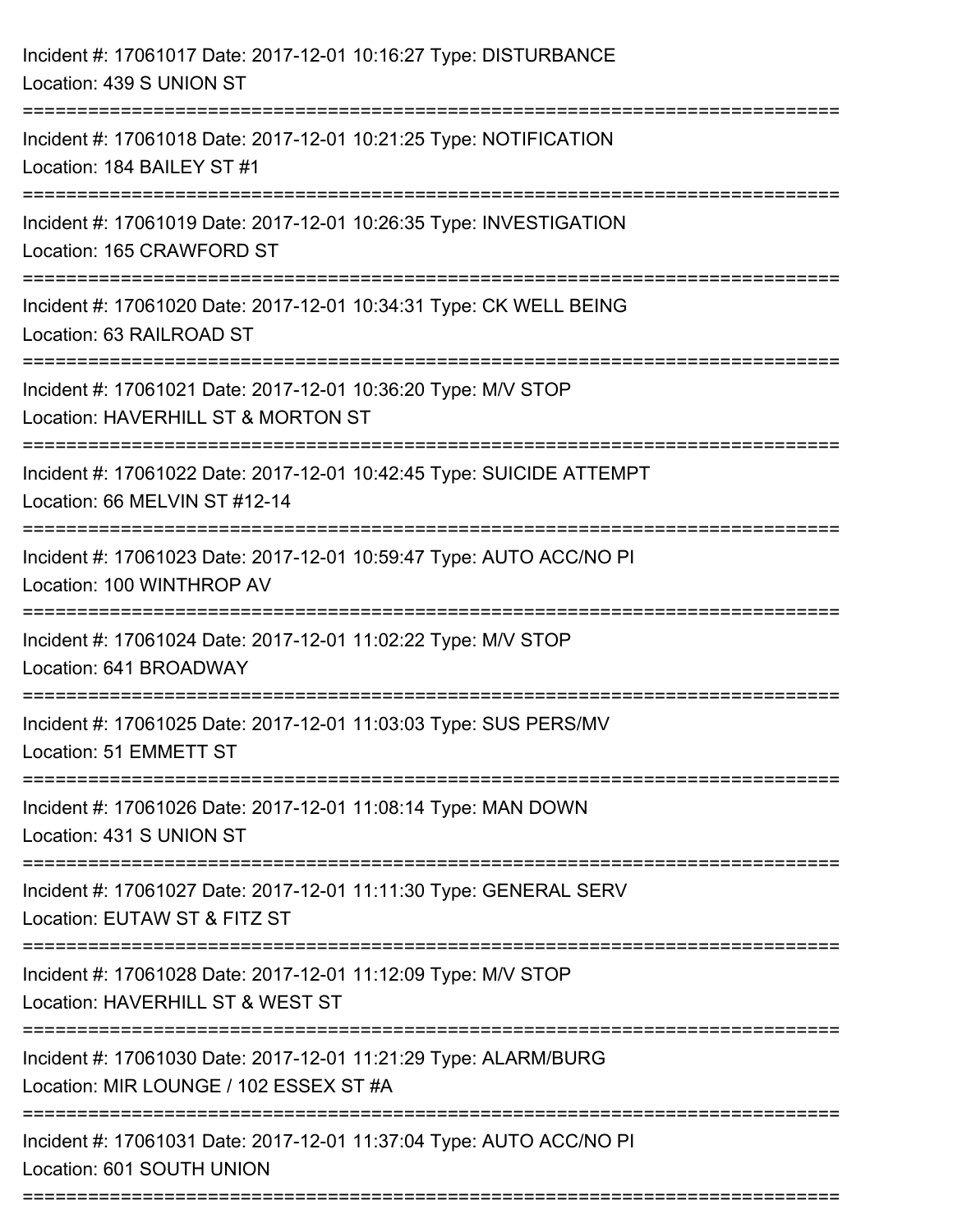Incident #: 17061017 Date: 2017-12-01 10:16:27 Type: DISTURBANCE
Location: 439 S UNION ST

===========================================================================

Incident #: 17061018 Date: 2017-12-01 10:21:25 Type: NOTIFICATION
Location: 184 BAILEY ST #1

===========================================================================

Incident #: 17061019 Date: 2017-12-01 10:26:35 Type: INVESTIGATION
Location: 165 CRAWFORD ST

===========================================================================

Incident #: 17061020 Date: 2017-12-01 10:34:31 Type: CK WELL BEING
Location: 63 RAILROAD ST

===========================================================================

Incident #: 17061021 Date: 2017-12-01 10:36:20 Type: M/V STOP
Location: HAVERHILL ST & MORTON ST

===========================================================================

Incident #: 17061022 Date: 2017-12-01 10:42:45 Type: SUICIDE ATTEMPT
Location: 66 MELVIN ST #12-14

===========================================================================

Incident #: 17061023 Date: 2017-12-01 10:59:47 Type: AUTO ACC/NO PI
Location: 100 WINTHROP AV

===========================================================================

Incident #: 17061024 Date: 2017-12-01 11:02:22 Type: M/V STOP
Location: 641 BROADWAY

===========================================================================

Incident #: 17061025 Date: 2017-12-01 11:03:03 Type: SUS PERS/MV
Location: 51 EMMETT ST

===========================================================================

Incident #: 17061026 Date: 2017-12-01 11:08:14 Type: MAN DOWN
Location: 431 S UNION ST

===========================================================================

Incident #: 17061027 Date: 2017-12-01 11:11:30 Type: GENERAL SERV
Location: EUTAW ST & FITZ ST

===========================================================================

Incident #: 17061028 Date: 2017-12-01 11:12:09 Type: M/V STOP
Location: HAVERHILL ST & WEST ST

===========================================================================

Incident #: 17061030 Date: 2017-12-01 11:21:29 Type: ALARM/BURG
Location: MIR LOUNGE / 102 ESSEX ST #A

===========================================================================

Incident #: 17061031 Date: 2017-12-01 11:37:04 Type: AUTO ACC/NO PI
Location: 601 SOUTH UNION

===========================================================================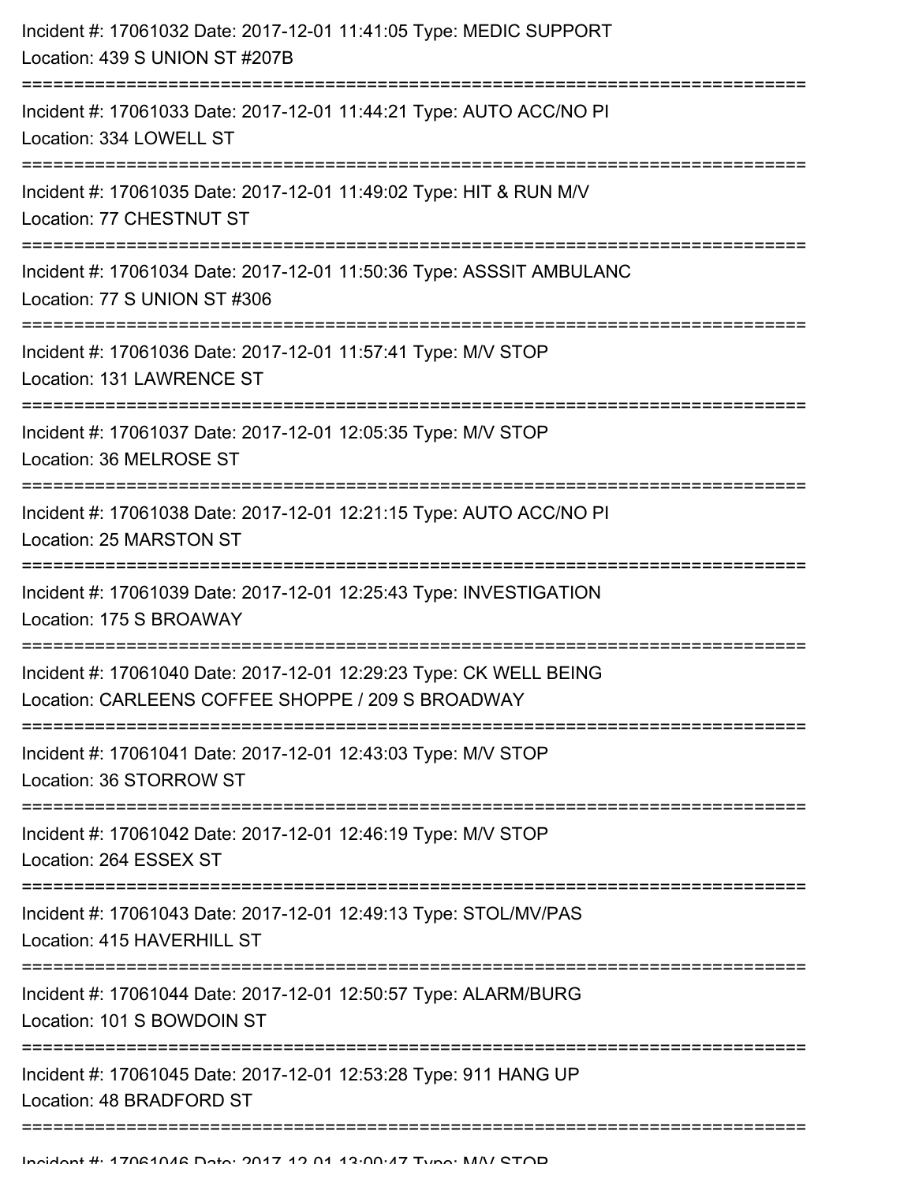Incident #: 17061032 Date: 2017-12-01 11:41:05 Type: MEDIC SUPPORT
Location: 439 S UNION ST #207B

===========================================================================

Incident #: 17061033 Date: 2017-12-01 11:44:21 Type: AUTO ACC/NO PI
Location: 334 LOWELL ST

===========================================================================

Incident #: 17061035 Date: 2017-12-01 11:49:02 Type: HIT & RUN M/V
Location: 77 CHESTNUT ST

===========================================================================

Incident #: 17061034 Date: 2017-12-01 11:50:36 Type: ASSSIT AMBULANC
Location: 77 S UNION ST #306

===========================================================================

Incident #: 17061036 Date: 2017-12-01 11:57:41 Type: M/V STOP
Location: 131 LAWRENCE ST

===========================================================================

Incident #: 17061037 Date: 2017-12-01 12:05:35 Type: M/V STOP
Location: 36 MELROSE ST

===========================================================================

Incident #: 17061038 Date: 2017-12-01 12:21:15 Type: AUTO ACC/NO PI
Location: 25 MARSTON ST

===========================================================================

Incident #: 17061039 Date: 2017-12-01 12:25:43 Type: INVESTIGATION
Location: 175 S BROAWAY

===========================================================================

Incident #: 17061040 Date: 2017-12-01 12:29:23 Type: CK WELL BEING
Location: CARLEENS COFFEE SHOPPE / 209 S BROADWAY

===========================================================================

Incident #: 17061041 Date: 2017-12-01 12:43:03 Type: M/V STOP
Location: 36 STORROW ST

===========================================================================

Incident #: 17061042 Date: 2017-12-01 12:46:19 Type: M/V STOP
Location: 264 ESSEX ST

===========================================================================

Incident #: 17061043 Date: 2017-12-01 12:49:13 Type: STOL/MV/PAS
Location: 415 HAVERHILL ST

===========================================================================

Incident #: 17061044 Date: 2017-12-01 12:50:57 Type: ALARM/BURG
Location: 101 S BOWDOIN ST

===========================================================================

Incident #: 17061045 Date: 2017-12-01 12:53:28 Type: 911 HANG UP
Location: 48 BRADFORD ST

===========================================================================

Incident #: 17061046 Date: 2017-12-01 13:00:47 Type: M/V STOP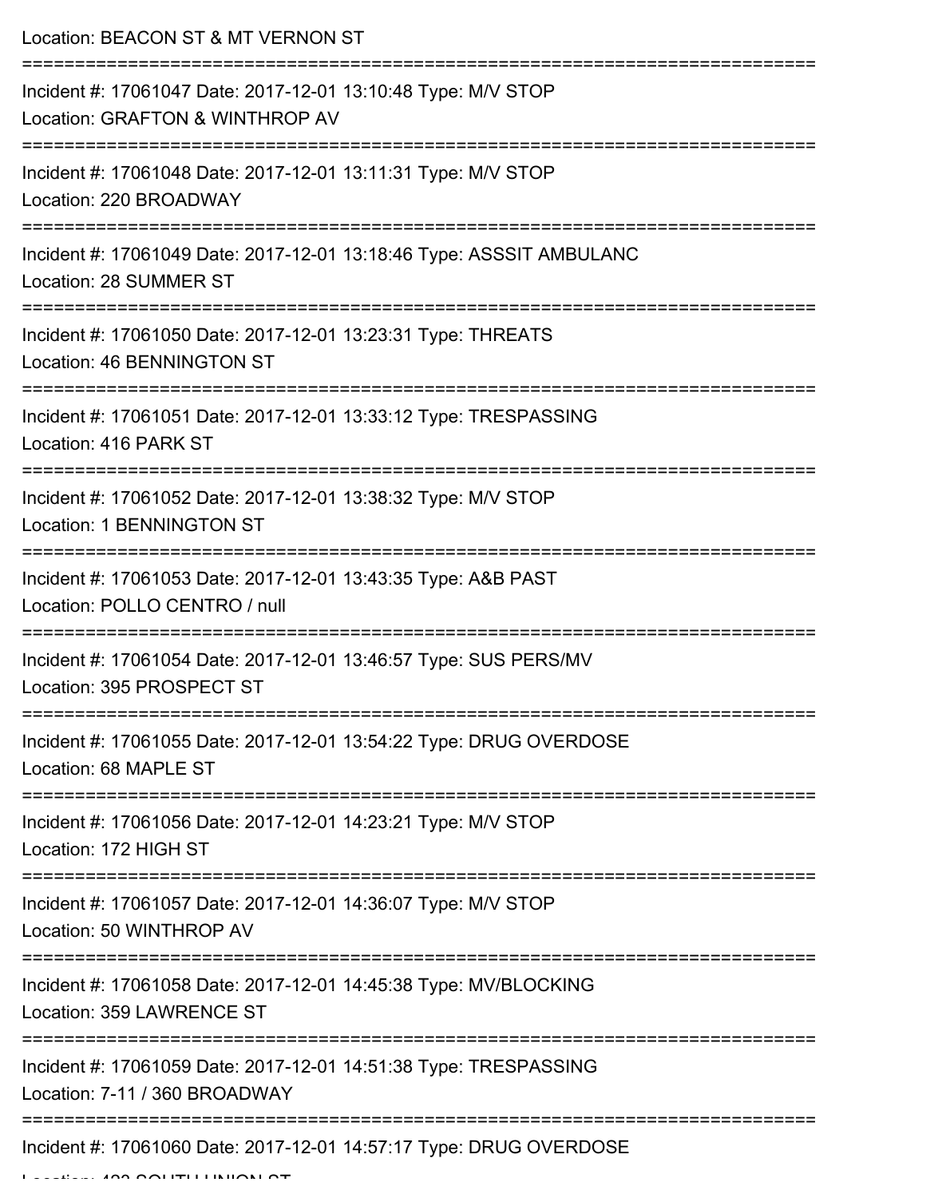Location: BEACON ST & MT VERNON ST

===========================================================================

Incident #: 17061047 Date: 2017-12-01 13:10:48 Type: M/V STOP

Location: GRAFTON & WINTHROP AV

===========================================================================

Incident #: 17061048 Date: 2017-12-01 13:11:31 Type: M/V STOP

Location: 220 BROADWAY

===========================================================================

Incident #: 17061049 Date: 2017-12-01 13:18:46 Type: ASSSIT AMBULANC

Location: 28 SUMMER ST

===========================================================================

Incident #: 17061050 Date: 2017-12-01 13:23:31 Type: THREATS

Location: 46 BENNINGTON ST

===========================================================================

Incident #: 17061051 Date: 2017-12-01 13:33:12 Type: TRESPASSING

Location: 416 PARK ST

===========================================================================

Incident #: 17061052 Date: 2017-12-01 13:38:32 Type: M/V STOP

Location: 1 BENNINGTON ST

===========================================================================

Incident #: 17061053 Date: 2017-12-01 13:43:35 Type: A&B PAST

Location: POLLO CENTRO / null

===========================================================================

Incident #: 17061054 Date: 2017-12-01 13:46:57 Type: SUS PERS/MV

Location: 395 PROSPECT ST

===========================================================================

Incident #: 17061055 Date: 2017-12-01 13:54:22 Type: DRUG OVERDOSE

Location: 68 MAPLE ST

===========================================================================

Incident #: 17061056 Date: 2017-12-01 14:23:21 Type: M/V STOP

Location: 172 HIGH ST

===========================================================================

Incident #: 17061057 Date: 2017-12-01 14:36:07 Type: M/V STOP

Location: 50 WINTHROP AV

===========================================================================

Incident #: 17061058 Date: 2017-12-01 14:45:38 Type: MV/BLOCKING

Location: 359 LAWRENCE ST

===========================================================================

Incident #: 17061059 Date: 2017-12-01 14:51:38 Type: TRESPASSING

Location: 7-11 / 360 BROADWAY

===========================================================================

Incident #: 17061060 Date: 2017-12-01 14:57:17 Type: DRUG OVERDOSE

Location: 423 SOUTH UNION ST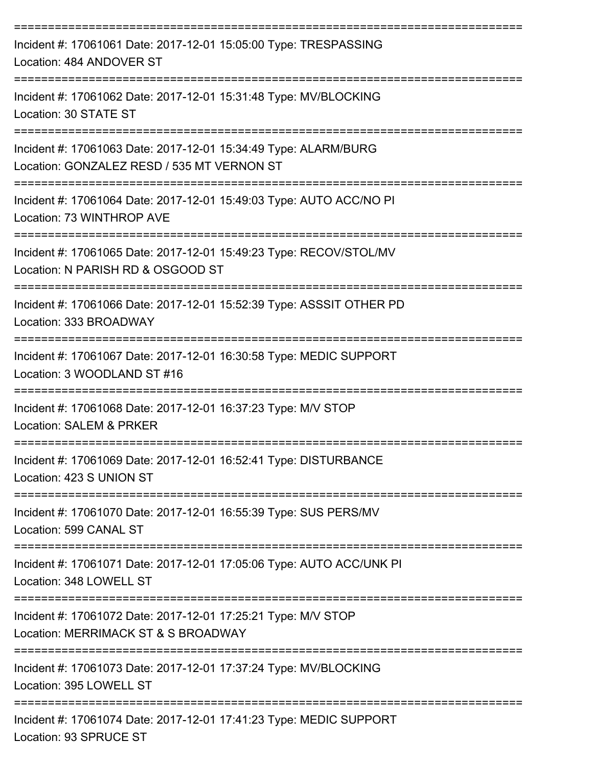===========================================================================

Incident #: 17061061 Date: 2017-12-01 15:05:00 Type: TRESPASSING
Location: 484 ANDOVER ST

===========================================================================

Incident #: 17061062 Date: 2017-12-01 15:31:48 Type: MV/BLOCKING
Location: 30 STATE ST

===========================================================================

Incident #: 17061063 Date: 2017-12-01 15:34:49 Type: ALARM/BURG
Location: GONZALEZ RESD / 535 MT VERNON ST

===========================================================================

Incident #: 17061064 Date: 2017-12-01 15:49:03 Type: AUTO ACC/NO PI
Location: 73 WINTHROP AVE

===========================================================================

Incident #: 17061065 Date: 2017-12-01 15:49:23 Type: RECOV/STOL/MV
Location: N PARISH RD & OSGOOD ST

===========================================================================

Incident #: 17061066 Date: 2017-12-01 15:52:39 Type: ASSSIT OTHER PD
Location: 333 BROADWAY

===========================================================================

Incident #: 17061067 Date: 2017-12-01 16:30:58 Type: MEDIC SUPPORT
Location: 3 WOODLAND ST #16

===========================================================================

Incident #: 17061068 Date: 2017-12-01 16:37:23 Type: M/V STOP
Location: SALEM & PRKER

===========================================================================

Incident #: 17061069 Date: 2017-12-01 16:52:41 Type: DISTURBANCE
Location: 423 S UNION ST

===========================================================================

Incident #: 17061070 Date: 2017-12-01 16:55:39 Type: SUS PERS/MV
Location: 599 CANAL ST

===========================================================================

Incident #: 17061071 Date: 2017-12-01 17:05:06 Type: AUTO ACC/UNK PI
Location: 348 LOWELL ST

===========================================================================

Incident #: 17061072 Date: 2017-12-01 17:25:21 Type: M/V STOP
Location: MERRIMACK ST & S BROADWAY

===========================================================================

Incident #: 17061073 Date: 2017-12-01 17:37:24 Type: MV/BLOCKING
Location: 395 LOWELL ST

===========================================================================

Incident #: 17061074 Date: 2017-12-01 17:41:23 Type: MEDIC SUPPORT
Location: 93 SPRUCE ST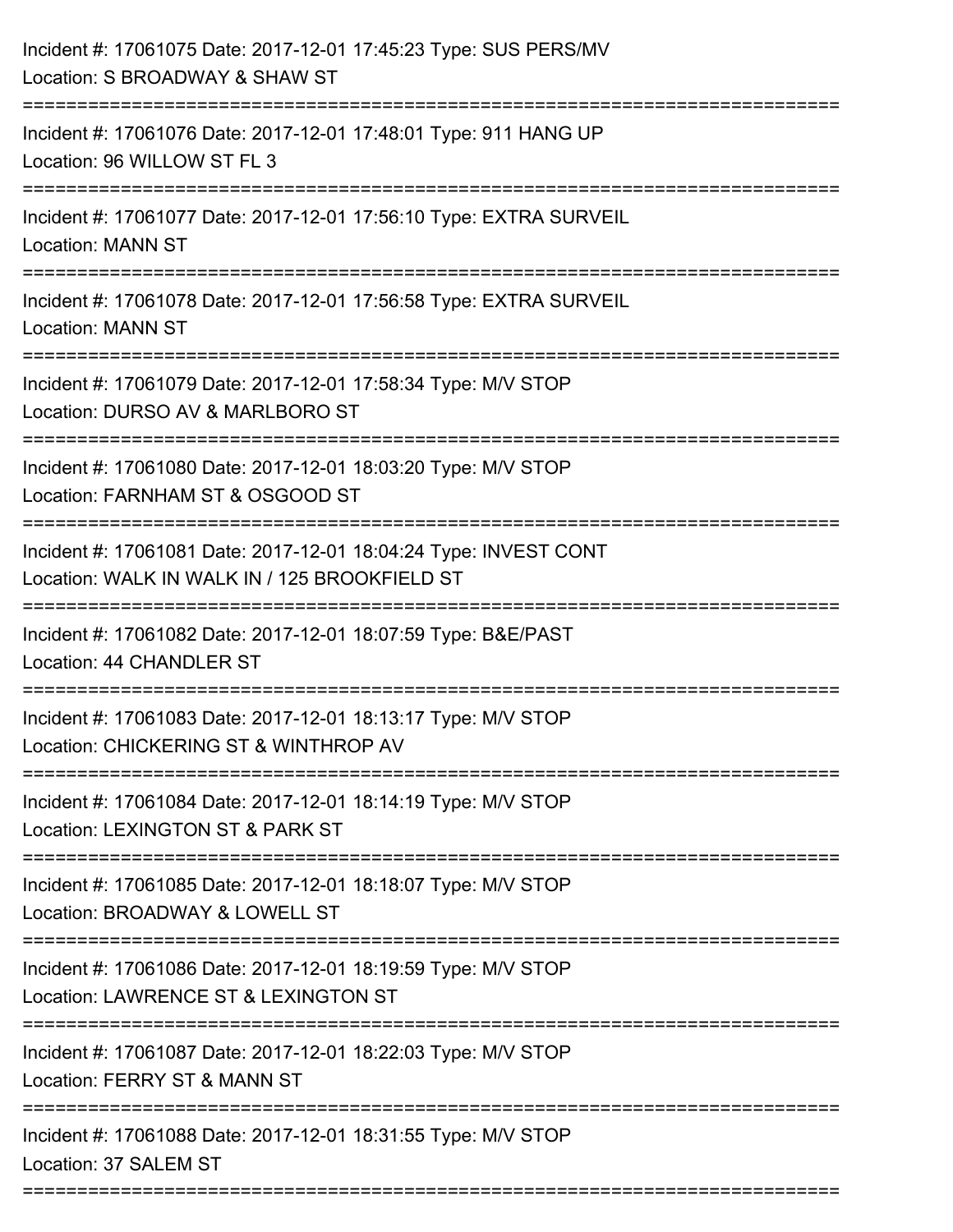Incident #: 17061075 Date: 2017-12-01 17:45:23 Type: SUS PERS/MV
Location: S BROADWAY & SHAW ST

===========================================================================

Incident #: 17061076 Date: 2017-12-01 17:48:01 Type: 911 HANG UP
Location: 96 WILLOW ST FL 3

===========================================================================

Incident #: 17061077 Date: 2017-12-01 17:56:10 Type: EXTRA SURVEIL
Location: MANN ST

===========================================================================

Incident #: 17061078 Date: 2017-12-01 17:56:58 Type: EXTRA SURVEIL
Location: MANN ST

===========================================================================

Incident #: 17061079 Date: 2017-12-01 17:58:34 Type: M/V STOP
Location: DURSO AV & MARLBORO ST

===========================================================================

Incident #: 17061080 Date: 2017-12-01 18:03:20 Type: M/V STOP
Location: FARNHAM ST & OSGOOD ST

===========================================================================

Incident #: 17061081 Date: 2017-12-01 18:04:24 Type: INVEST CONT
Location: WALK IN WALK IN / 125 BROOKFIELD ST

===========================================================================

Incident #: 17061082 Date: 2017-12-01 18:07:59 Type: B&E/PAST
Location: 44 CHANDLER ST

===========================================================================

Incident #: 17061083 Date: 2017-12-01 18:13:17 Type: M/V STOP
Location: CHICKERING ST & WINTHROP AV

===========================================================================

Incident #: 17061084 Date: 2017-12-01 18:14:19 Type: M/V STOP
Location: LEXINGTON ST & PARK ST

===========================================================================

Incident #: 17061085 Date: 2017-12-01 18:18:07 Type: M/V STOP
Location: BROADWAY & LOWELL ST

===========================================================================

Incident #: 17061086 Date: 2017-12-01 18:19:59 Type: M/V STOP
Location: LAWRENCE ST & LEXINGTON ST

===========================================================================

Incident #: 17061087 Date: 2017-12-01 18:22:03 Type: M/V STOP
Location: FERRY ST & MANN ST

===========================================================================

Incident #: 17061088 Date: 2017-12-01 18:31:55 Type: M/V STOP
Location: 37 SALEM ST

===========================================================================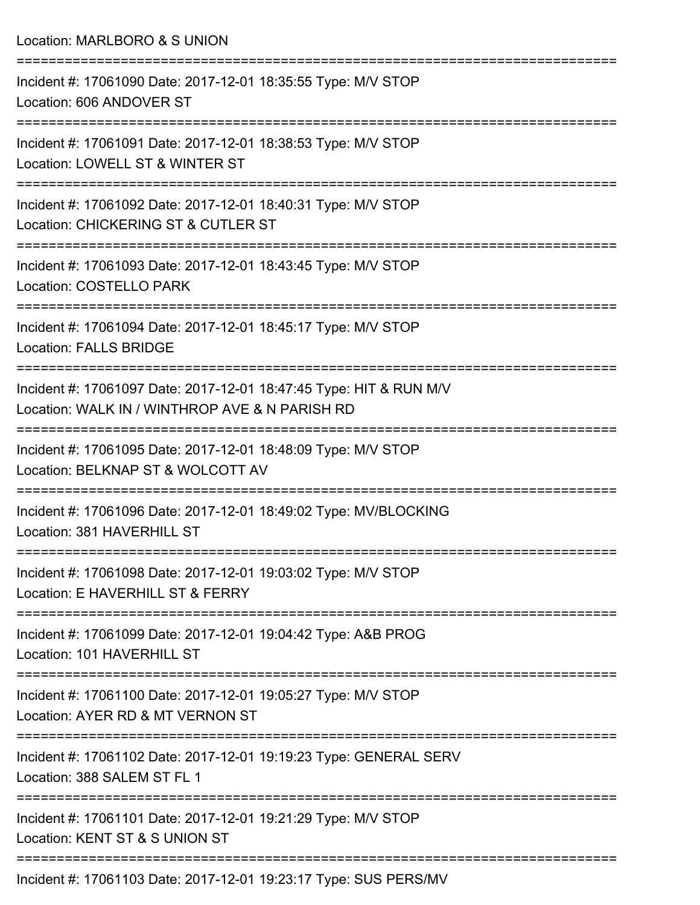Location: MARLBORO & S UNION

===========================================================================

Incident #: 17061090 Date: 2017-12-01 18:35:55 Type: M/V STOP

Location: 606 ANDOVER ST

===========================================================================

Incident #: 17061091 Date: 2017-12-01 18:38:53 Type: M/V STOP

Location: LOWELL ST & WINTER ST

===========================================================================

Incident #: 17061092 Date: 2017-12-01 18:40:31 Type: M/V STOP

Location: CHICKERING ST & CUTLER ST

===========================================================================

Incident #: 17061093 Date: 2017-12-01 18:43:45 Type: M/V STOP

Location: COSTELLO PARK

===========================================================================

Incident #: 17061094 Date: 2017-12-01 18:45:17 Type: M/V STOP

Location: FALLS BRIDGE

===========================================================================

Incident #: 17061097 Date: 2017-12-01 18:47:45 Type: HIT & RUN M/V

Location: WALK IN / WINTHROP AVE & N PARISH RD

===========================================================================

Incident #: 17061095 Date: 2017-12-01 18:48:09 Type: M/V STOP

Location: BELKNAP ST & WOLCOTT AV

===========================================================================

Incident #: 17061096 Date: 2017-12-01 18:49:02 Type: MV/BLOCKING

Location: 381 HAVERHILL ST

===========================================================================

Incident #: 17061098 Date: 2017-12-01 19:03:02 Type: M/V STOP

Location: E HAVERHILL ST & FERRY

===========================================================================

Incident #: 17061099 Date: 2017-12-01 19:04:42 Type: A&B PROG

Location: 101 HAVERHILL ST

===========================================================================

Incident #: 17061100 Date: 2017-12-01 19:05:27 Type: M/V STOP

Location: AYER RD & MT VERNON ST

===========================================================================

Incident #: 17061102 Date: 2017-12-01 19:19:23 Type: GENERAL SERV

Location: 388 SALEM ST FL 1

===========================================================================

Incident #: 17061101 Date: 2017-12-01 19:21:29 Type: M/V STOP

Location: KENT ST & S UNION ST

===========================================================================

Incident #: 17061103 Date: 2017-12-01 19:23:17 Type: SUS PERS/MV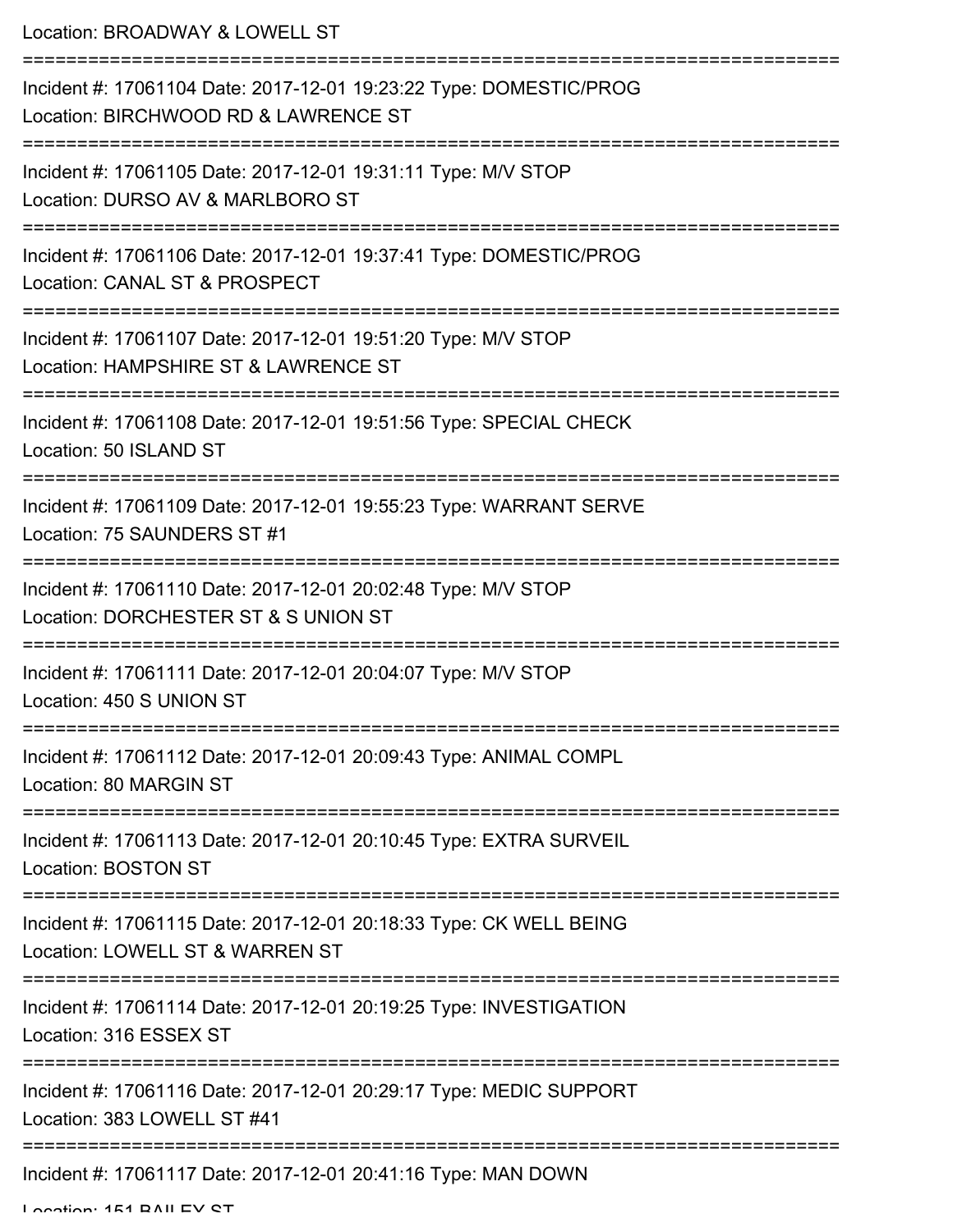Location: BROADWAY & LOWELL ST

===========================================================================

Incident #: 17061104 Date: 2017-12-01 19:23:22 Type: DOMESTIC/PROG
Location: BIRCHWOOD RD & LAWRENCE ST

===========================================================================

Incident #: 17061105 Date: 2017-12-01 19:31:11 Type: M/V STOP
Location: DURSO AV & MARLBORO ST

===========================================================================

Incident #: 17061106 Date: 2017-12-01 19:37:41 Type: DOMESTIC/PROG
Location: CANAL ST & PROSPECT

===========================================================================

Incident #: 17061107 Date: 2017-12-01 19:51:20 Type: M/V STOP
Location: HAMPSHIRE ST & LAWRENCE ST

===========================================================================

Incident #: 17061108 Date: 2017-12-01 19:51:56 Type: SPECIAL CHECK
Location: 50 ISLAND ST

===========================================================================

Incident #: 17061109 Date: 2017-12-01 19:55:23 Type: WARRANT SERVE
Location: 75 SAUNDERS ST #1

===========================================================================

Incident #: 17061110 Date: 2017-12-01 20:02:48 Type: M/V STOP
Location: DORCHESTER ST & S UNION ST

===========================================================================

Incident #: 17061111 Date: 2017-12-01 20:04:07 Type: M/V STOP
Location: 450 S UNION ST

===========================================================================

Incident #: 17061112 Date: 2017-12-01 20:09:43 Type: ANIMAL COMPL
Location: 80 MARGIN ST

===========================================================================

Incident #: 17061113 Date: 2017-12-01 20:10:45 Type: EXTRA SURVEIL
Location: BOSTON ST

===========================================================================

Incident #: 17061115 Date: 2017-12-01 20:18:33 Type: CK WELL BEING
Location: LOWELL ST & WARREN ST

===========================================================================

Incident #: 17061114 Date: 2017-12-01 20:19:25 Type: INVESTIGATION
Location: 316 ESSEX ST

===========================================================================

Incident #: 17061116 Date: 2017-12-01 20:29:17 Type: MEDIC SUPPORT
Location: 383 LOWELL ST #41

===========================================================================

Incident #: 17061117 Date: 2017-12-01 20:41:16 Type: MAN DOWN
Location: 151 BAILEY ST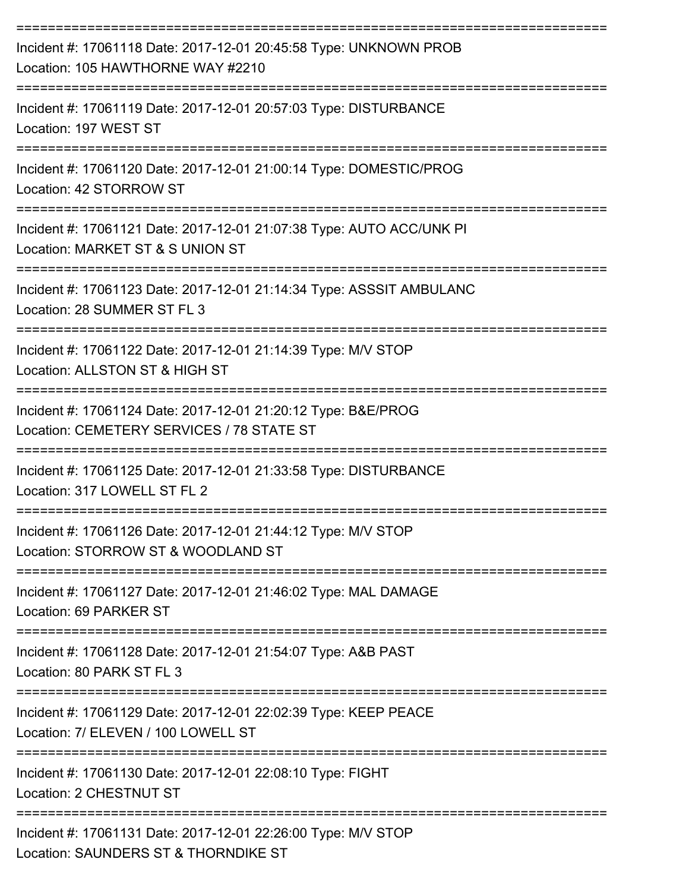===========================================================================

Incident #: 17061118 Date: 2017-12-01 20:45:58 Type: UNKNOWN PROB
Location: 105 HAWTHORNE WAY #2210

===========================================================================

Incident #: 17061119 Date: 2017-12-01 20:57:03 Type: DISTURBANCE
Location: 197 WEST ST

===========================================================================

Incident #: 17061120 Date: 2017-12-01 21:00:14 Type: DOMESTIC/PROG
Location: 42 STORROW ST

===========================================================================

Incident #: 17061121 Date: 2017-12-01 21:07:38 Type: AUTO ACC/UNK PI
Location: MARKET ST & S UNION ST

===========================================================================

Incident #: 17061123 Date: 2017-12-01 21:14:34 Type: ASSSIT AMBULANC
Location: 28 SUMMER ST FL 3

===========================================================================

Incident #: 17061122 Date: 2017-12-01 21:14:39 Type: M/V STOP
Location: ALLSTON ST & HIGH ST

===========================================================================

Incident #: 17061124 Date: 2017-12-01 21:20:12 Type: B&E/PROG
Location: CEMETERY SERVICES / 78 STATE ST

===========================================================================

Incident #: 17061125 Date: 2017-12-01 21:33:58 Type: DISTURBANCE
Location: 317 LOWELL ST FL 2

===========================================================================

Incident #: 17061126 Date: 2017-12-01 21:44:12 Type: M/V STOP
Location: STORROW ST & WOODLAND ST

===========================================================================

Incident #: 17061127 Date: 2017-12-01 21:46:02 Type: MAL DAMAGE
Location: 69 PARKER ST

===========================================================================

Incident #: 17061128 Date: 2017-12-01 21:54:07 Type: A&B PAST
Location: 80 PARK ST FL 3

===========================================================================

Incident #: 17061129 Date: 2017-12-01 22:02:39 Type: KEEP PEACE
Location: 7/ ELEVEN / 100 LOWELL ST

===========================================================================

Incident #: 17061130 Date: 2017-12-01 22:08:10 Type: FIGHT
Location: 2 CHESTNUT ST

===========================================================================

Incident #: 17061131 Date: 2017-12-01 22:26:00 Type: M/V STOP
Location: SAUNDERS ST & THORNDIKE ST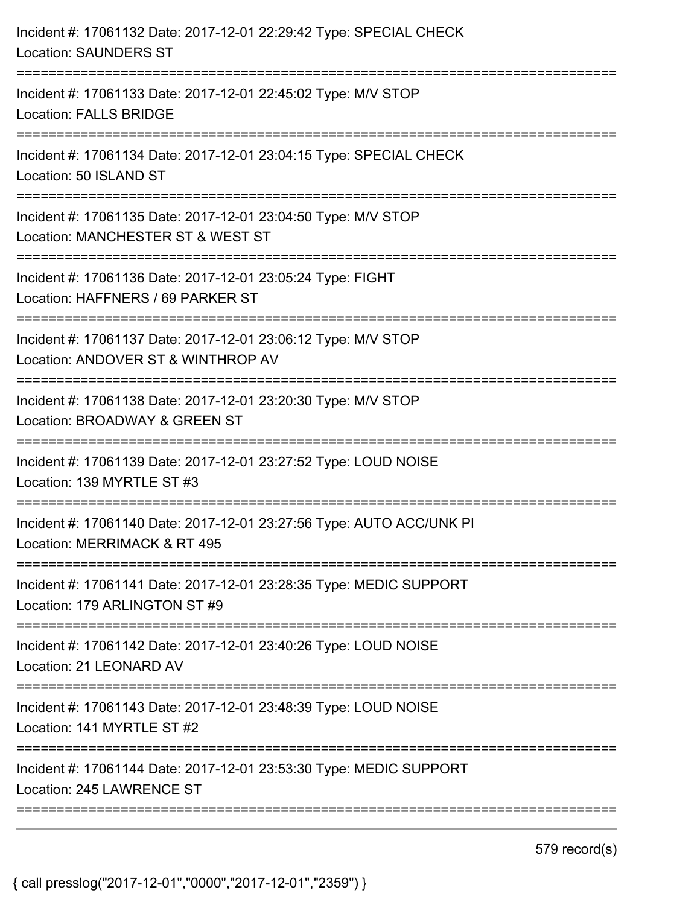Incident #: 17061132 Date: 2017-12-01 22:29:42 Type: SPECIAL CHECK
Location: SAUNDERS ST

===========================================================================

Incident #: 17061133 Date: 2017-12-01 22:45:02 Type: M/V STOP
Location: FALLS BRIDGE

===========================================================================

Incident #: 17061134 Date: 2017-12-01 23:04:15 Type: SPECIAL CHECK
Location: 50 ISLAND ST

===========================================================================

Incident #: 17061135 Date: 2017-12-01 23:04:50 Type: M/V STOP
Location: MANCHESTER ST & WEST ST

===========================================================================

Incident #: 17061136 Date: 2017-12-01 23:05:24 Type: FIGHT
Location: HAFFNERS / 69 PARKER ST

===========================================================================

Incident #: 17061137 Date: 2017-12-01 23:06:12 Type: M/V STOP
Location: ANDOVER ST & WINTHROP AV

===========================================================================

Incident #: 17061138 Date: 2017-12-01 23:20:30 Type: M/V STOP
Location: BROADWAY & GREEN ST

===========================================================================

Incident #: 17061139 Date: 2017-12-01 23:27:52 Type: LOUD NOISE
Location: 139 MYRTLE ST #3

===========================================================================

Incident #: 17061140 Date: 2017-12-01 23:27:56 Type: AUTO ACC/UNK PI
Location: MERRIMACK & RT 495

===========================================================================

Incident #: 17061141 Date: 2017-12-01 23:28:35 Type: MEDIC SUPPORT
Location: 179 ARLINGTON ST #9

===========================================================================

Incident #: 17061142 Date: 2017-12-01 23:40:26 Type: LOUD NOISE
Location: 21 LEONARD AV

===========================================================================

Incident #: 17061143 Date: 2017-12-01 23:48:39 Type: LOUD NOISE
Location: 141 MYRTLE ST #2

===========================================================================

Incident #: 17061144 Date: 2017-12-01 23:53:30 Type: MEDIC SUPPORT
Location: 245 LAWRENCE ST

===========================================================================

579 record(s)

{ call presslog("2017-12-01","0000","2017-12-01","2359") }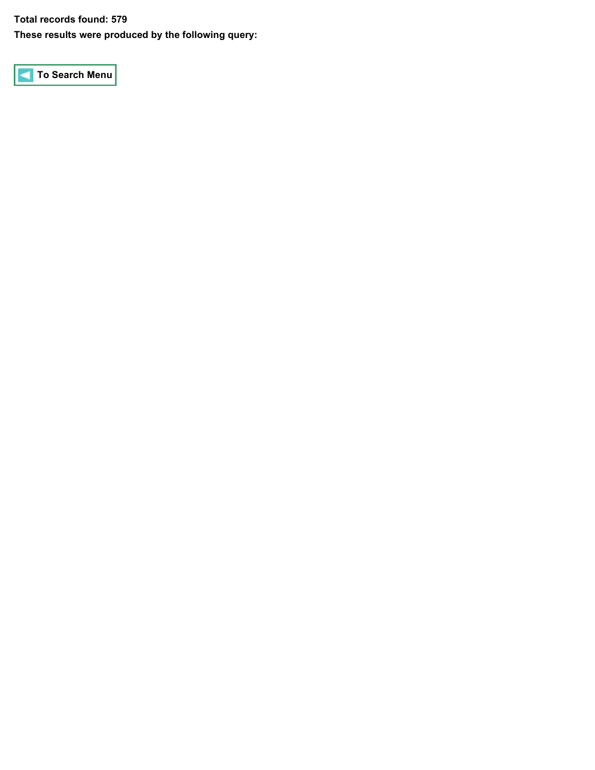**Total records found: 579**

**These results were produced by the following query:**

To Search Menu